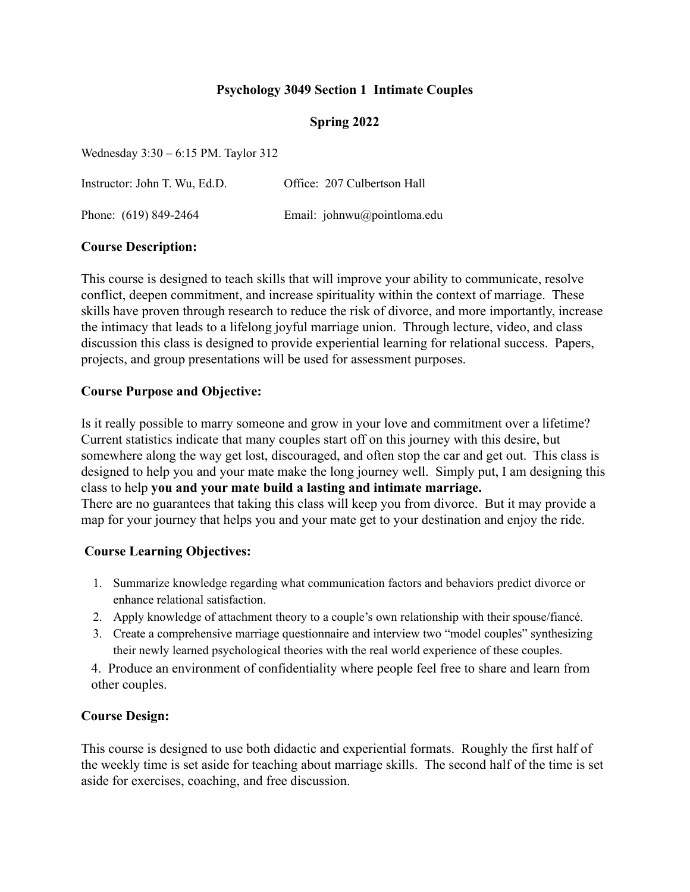**Psychology 3049 Section 1 Intimate Couples**

**Spring 2022**

Wednesday 3:30 – 6:15 PM. Taylor 312

Instructor: John T. Wu, Ed.D. Office: 207 Culbertson Hall

Phone: (619) 849-2464 Email: johnwu@pointloma.edu

**Course Description:**

This course is designed to teach skills that will improve your ability to communicate, resolve conflict, deepen commitment, and increase spirituality within the context of marriage. These skills have proven through research to reduce the risk of divorce, and more importantly, increase the intimacy that leads to a lifelong joyful marriage union. Through lecture, video, and class discussion this class is designed to provide experiential learning for relational success. Papers, projects, and group presentations will be used for assessment purposes.

**Course Purpose and Objective:**

Is it really possible to marry someone and grow in your love and commitment over a lifetime? Current statistics indicate that many couples start off on this journey with this desire, but somewhere along the way get lost, discouraged, and often stop the car and get out. This class is designed to help you and your mate make the long journey well. Simply put, I am designing this class to help **you and your mate build a lasting and intimate marriage.**
There are no guarantees that taking this class will keep you from divorce. But it may provide a map for your journey that helps you and your mate get to your destination and enjoy the ride.

**Course Learning Objectives:**

1. Summarize knowledge regarding what communication factors and behaviors predict divorce or enhance relational satisfaction.
2. Apply knowledge of attachment theory to a couple's own relationship with their spouse/fiancé.
3. Create a comprehensive marriage questionnaire and interview two "model couples" synthesizing their newly learned psychological theories with the real world experience of these couples.
4. Produce an environment of confidentiality where people feel free to share and learn from other couples.

**Course Design:**

This course is designed to use both didactic and experiential formats. Roughly the first half of the weekly time is set aside for teaching about marriage skills. The second half of the time is set aside for exercises, coaching, and free discussion.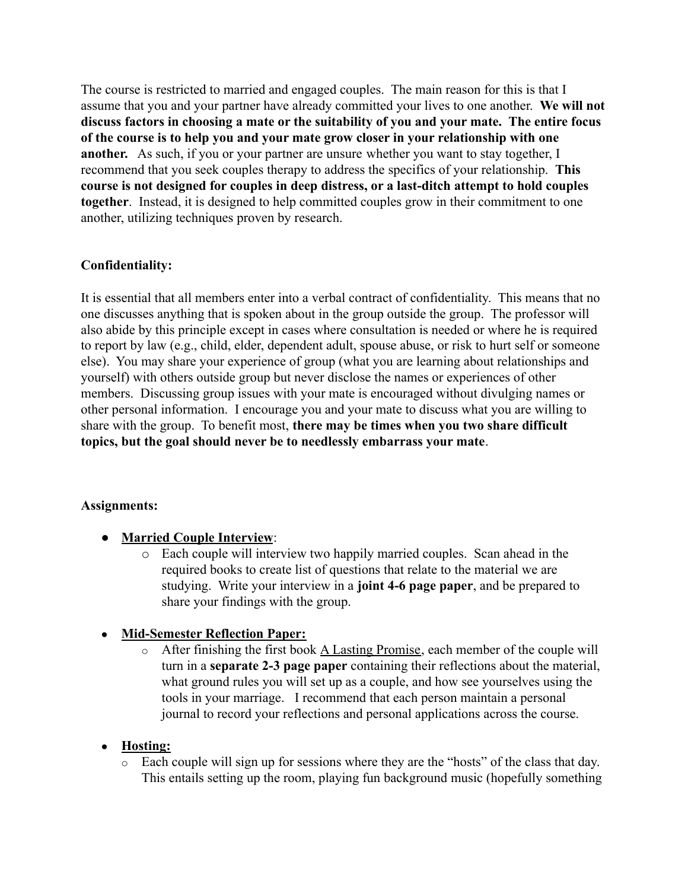The course is restricted to married and engaged couples. The main reason for this is that I assume that you and your partner have already committed your lives to one another. **We will not discuss factors in choosing a mate or the suitability of you and your mate. The entire focus of the course is to help you and your mate grow closer in your relationship with one another.** As such, if you or your partner are unsure whether you want to stay together, I recommend that you seek couples therapy to address the specifics of your relationship. **This course is not designed for couples in deep distress, or a last-ditch attempt to hold couples together**. Instead, it is designed to help committed couples grow in their commitment to one another, utilizing techniques proven by research.

**Confidentiality:**

It is essential that all members enter into a verbal contract of confidentiality. This means that no one discusses anything that is spoken about in the group outside the group. The professor will also abide by this principle except in cases where consultation is needed or where he is required to report by law (e.g., child, elder, dependent adult, spouse abuse, or risk to hurt self or someone else). You may share your experience of group (what you are learning about relationships and yourself) with others outside group but never disclose the names or experiences of other members. Discussing group issues with your mate is encouraged without divulging names or other personal information. I encourage you and your mate to discuss what you are willing to share with the group. To benefit most, **there may be times when you two share difficult topics, but the goal should never be to needlessly embarrass your mate**.

**Assignments:**

- **Married Couple Interview**:
  - Each couple will interview two happily married couples. Scan ahead in the required books to create list of questions that relate to the material we are studying. Write your interview in a **joint 4-6 page paper**, and be prepared to share your findings with the group.
- **Mid-Semester Reflection Paper:**
  - After finishing the first book A Lasting Promise, each member of the couple will turn in a **separate 2-3 page paper** containing their reflections about the material, what ground rules you will set up as a couple, and how see yourselves using the tools in your marriage. I recommend that each person maintain a personal journal to record your reflections and personal applications across the course.
- **Hosting:**
  - Each couple will sign up for sessions where they are the "hosts" of the class that day. This entails setting up the room, playing fun background music (hopefully something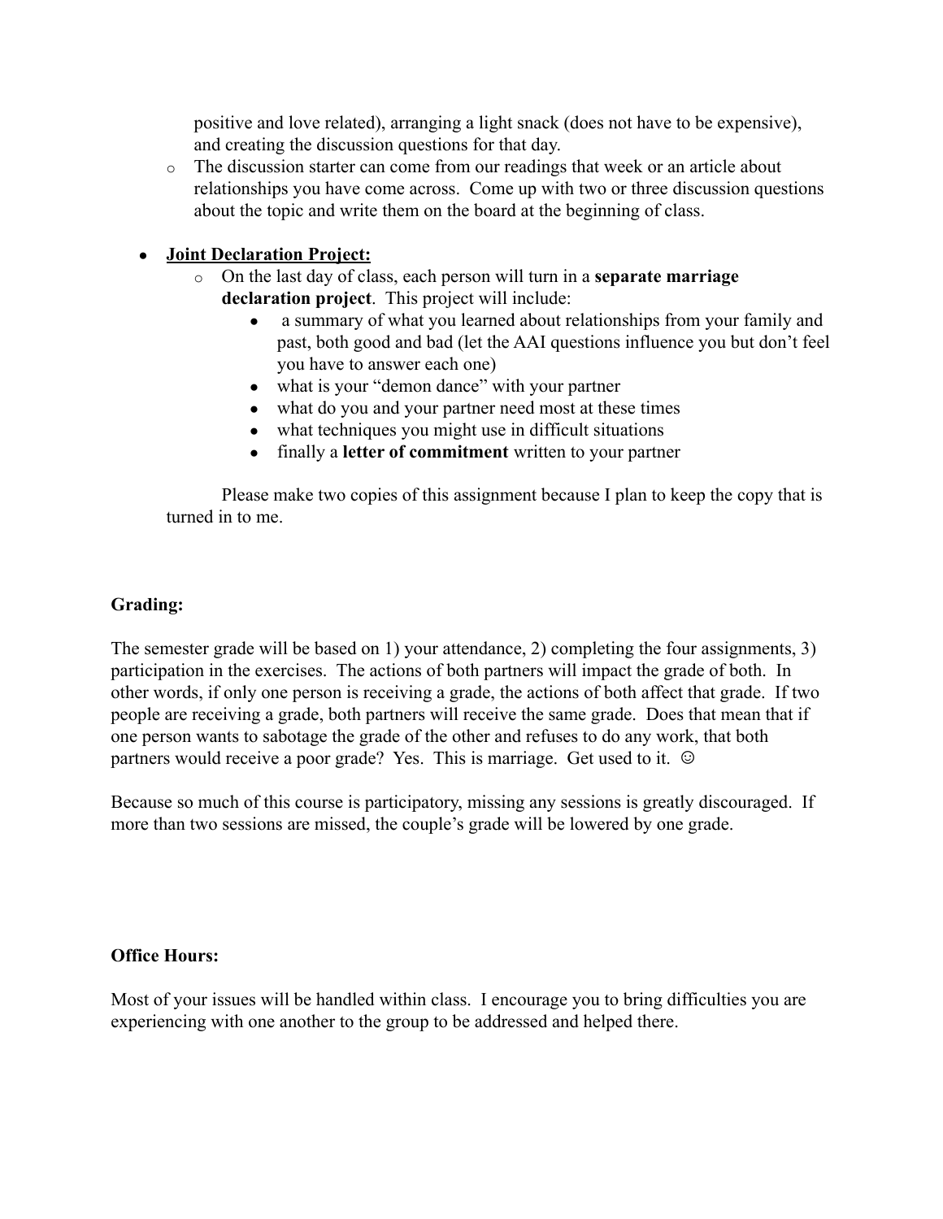positive and love related), arranging a light snack (does not have to be expensive), and creating the discussion questions for that day.

  - The discussion starter can come from our readings that week or an article about relationships you have come across. Come up with two or three discussion questions about the topic and write them on the board at the beginning of class.

- **Joint Declaration Project:**
  - On the last day of class, each person will turn in a **separate marriage declaration project**. This project will include:
    - a summary of what you learned about relationships from your family and past, both good and bad (let the AAI questions influence you but don't feel you have to answer each one)
    - what is your "demon dance" with your partner
    - what do you and your partner need most at these times
    - what techniques you might use in difficult situations
    - finally a **letter of commitment** written to your partner

Please make two copies of this assignment because I plan to keep the copy that is turned in to me.

**Grading:**

The semester grade will be based on 1) your attendance, 2) completing the four assignments, 3) participation in the exercises. The actions of both partners will impact the grade of both. In other words, if only one person is receiving a grade, the actions of both affect that grade. If two people are receiving a grade, both partners will receive the same grade. Does that mean that if one person wants to sabotage the grade of the other and refuses to do any work, that both partners would receive a poor grade? Yes. This is marriage. Get used to it. ☺

Because so much of this course is participatory, missing any sessions is greatly discouraged. If more than two sessions are missed, the couple's grade will be lowered by one grade.

**Office Hours:**

Most of your issues will be handled within class. I encourage you to bring difficulties you are experiencing with one another to the group to be addressed and helped there.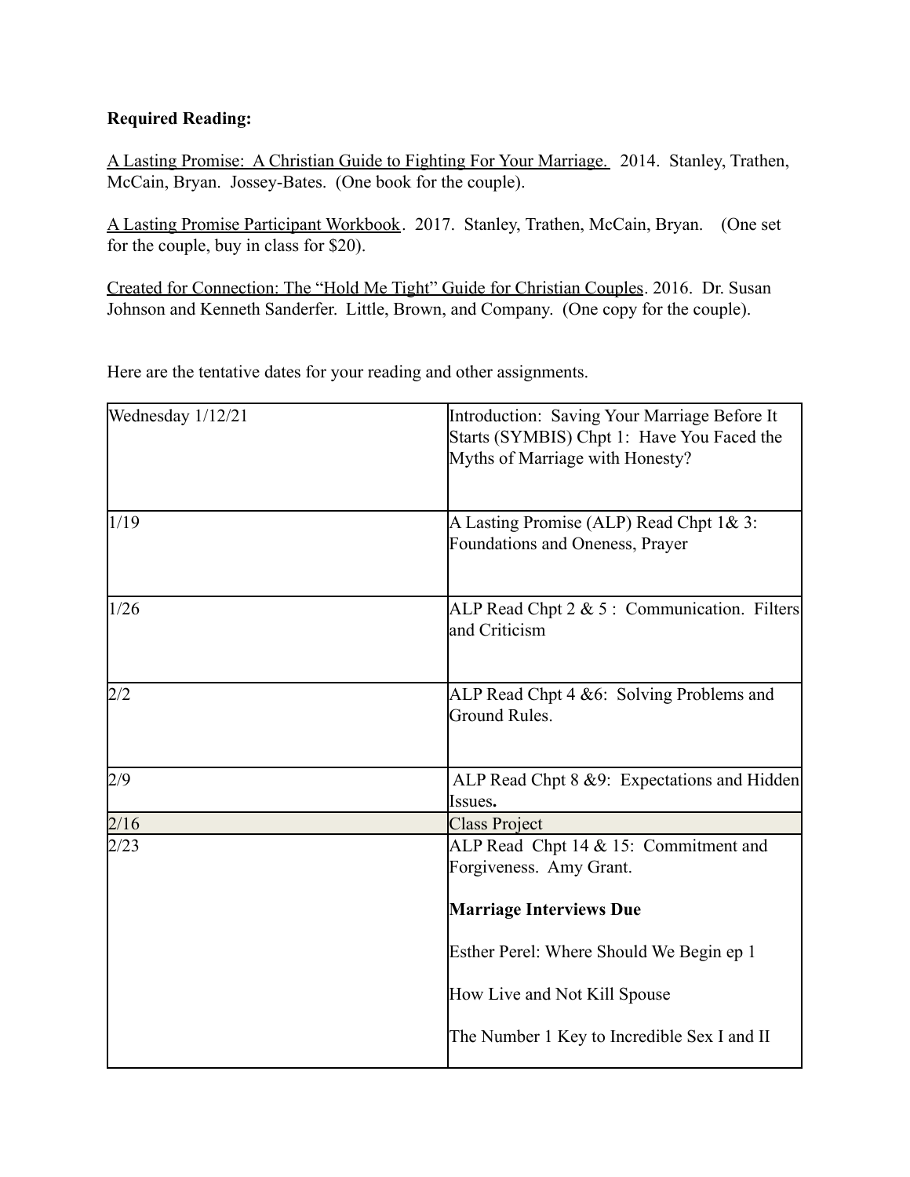**Required Reading:**

A Lasting Promise: A Christian Guide to Fighting For Your Marriage. 2014. Stanley, Trathen, McCain, Bryan. Jossey-Bates. (One book for the couple).

A Lasting Promise Participant Workbook. 2017. Stanley, Trathen, McCain, Bryan. (One set for the couple, buy in class for $20).

Created for Connection: The "Hold Me Tight" Guide for Christian Couples. 2016. Dr. Susan Johnson and Kenneth Sanderfer. Little, Brown, and Company. (One copy for the couple).

Here are the tentative dates for your reading and other assignments.

| | |
|---|---|
| Wednesday 1/12/21 | Introduction: Saving Your Marriage Before It Starts (SYMBIS) Chpt 1: Have You Faced the Myths of Marriage with Honesty? |
| 1/19 | A Lasting Promise (ALP) Read Chpt 1& 3: Foundations and Oneness, Prayer |
| 1/26 | ALP Read Chpt 2 & 5 : Communication. Filters and Criticism |
| 2/2 | ALP Read Chpt 4 &6: Solving Problems and Ground Rules. |
| 2/9 | ALP Read Chpt 8 &9: Expectations and Hidden Issues. |
| 2/16 | Class Project |
| 2/23 | ALP Read Chpt 14 & 15: Commitment and Forgiveness. Amy Grant.<br><br>**Marriage Interviews Due**<br><br>Esther Perel: Where Should We Begin ep 1<br><br>How Live and Not Kill Spouse<br><br>The Number 1 Key to Incredible Sex I and II |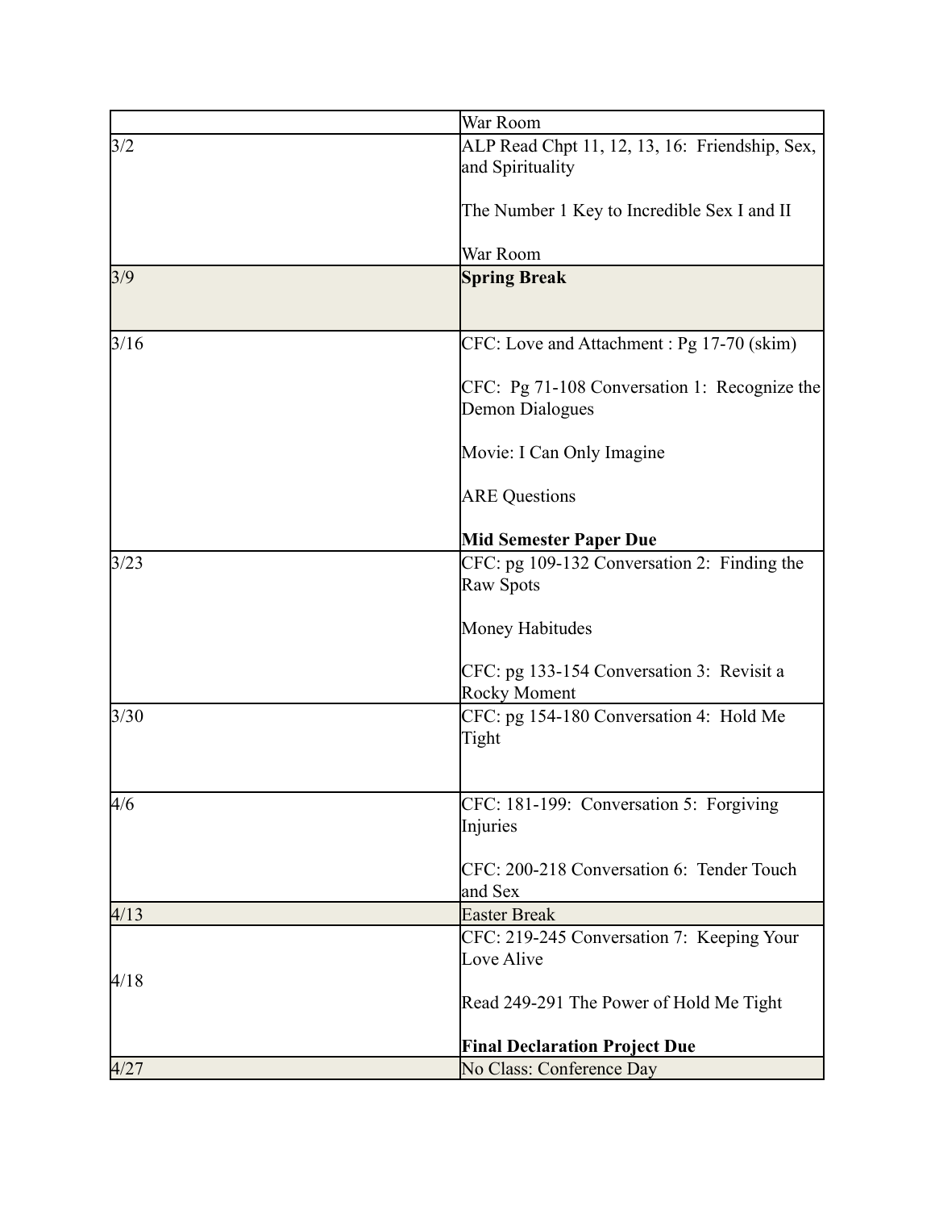| | |
|---|---|
| | War Room |
| 3/2 | ALP Read Chpt 11, 12, 13, 16: Friendship, Sex, and Spirituality<br><br>The Number 1 Key to Incredible Sex I and II<br><br>War Room |
| 3/9 | **Spring Break** |
| 3/16 | CFC: Love and Attachment : Pg 17-70 (skim)<br><br>CFC: Pg 71-108 Conversation 1: Recognize the Demon Dialogues<br><br>Movie: I Can Only Imagine<br><br>ARE Questions<br><br>**Mid Semester Paper Due** |
| 3/23 | CFC: pg 109-132 Conversation 2: Finding the Raw Spots<br><br>Money Habitudes<br><br>CFC: pg 133-154 Conversation 3: Revisit a Rocky Moment |
| 3/30 | CFC: pg 154-180 Conversation 4: Hold Me Tight |
| 4/6 | CFC: 181-199: Conversation 5: Forgiving Injuries<br><br>CFC: 200-218 Conversation 6: Tender Touch and Sex |
| 4/13 | Easter Break |
| 4/18 | CFC: 219-245 Conversation 7: Keeping Your Love Alive<br><br>Read 249-291 The Power of Hold Me Tight<br><br>**Final Declaration Project Due** |
| 4/27 | No Class: Conference Day |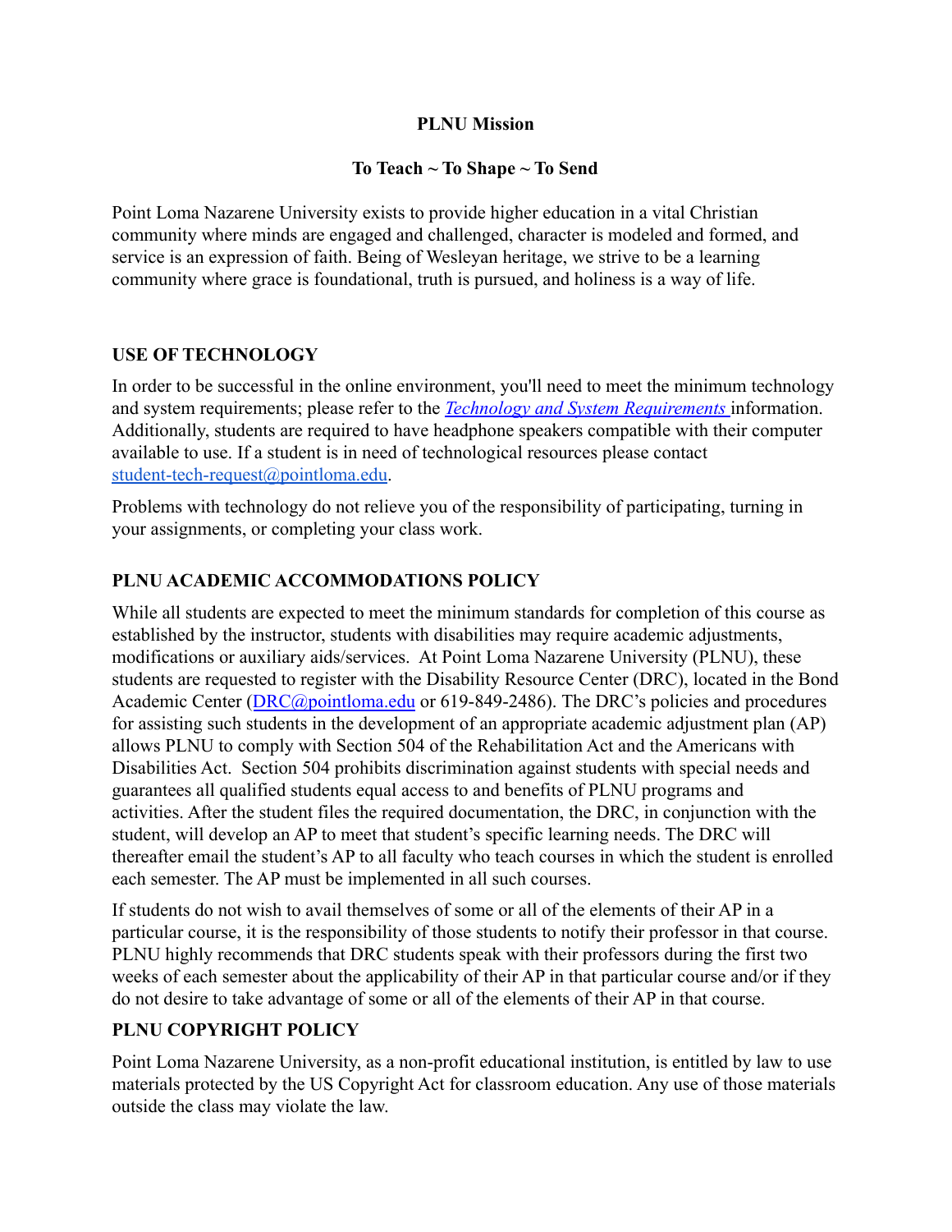**PLNU Mission**

**To Teach ~ To Shape ~ To Send**

Point Loma Nazarene University exists to provide higher education in a vital Christian community where minds are engaged and challenged, character is modeled and formed, and service is an expression of faith. Being of Wesleyan heritage, we strive to be a learning community where grace is foundational, truth is pursued, and holiness is a way of life.

## USE OF TECHNOLOGY

In order to be successful in the online environment, you'll need to meet the minimum technology and system requirements; please refer to the *Technology and System Requirements* information. Additionally, students are required to have headphone speakers compatible with their computer available to use. If a student is in need of technological resources please contact student-tech-request@pointloma.edu.

Problems with technology do not relieve you of the responsibility of participating, turning in your assignments, or completing your class work.

## PLNU ACADEMIC ACCOMMODATIONS POLICY

While all students are expected to meet the minimum standards for completion of this course as established by the instructor, students with disabilities may require academic adjustments, modifications or auxiliary aids/services. At Point Loma Nazarene University (PLNU), these students are requested to register with the Disability Resource Center (DRC), located in the Bond Academic Center (DRC@pointloma.edu or 619-849-2486). The DRC's policies and procedures for assisting such students in the development of an appropriate academic adjustment plan (AP) allows PLNU to comply with Section 504 of the Rehabilitation Act and the Americans with Disabilities Act. Section 504 prohibits discrimination against students with special needs and guarantees all qualified students equal access to and benefits of PLNU programs and activities. After the student files the required documentation, the DRC, in conjunction with the student, will develop an AP to meet that student's specific learning needs. The DRC will thereafter email the student's AP to all faculty who teach courses in which the student is enrolled each semester. The AP must be implemented in all such courses.

If students do not wish to avail themselves of some or all of the elements of their AP in a particular course, it is the responsibility of those students to notify their professor in that course. PLNU highly recommends that DRC students speak with their professors during the first two weeks of each semester about the applicability of their AP in that particular course and/or if they do not desire to take advantage of some or all of the elements of their AP in that course.

## PLNU COPYRIGHT POLICY

Point Loma Nazarene University, as a non-profit educational institution, is entitled by law to use materials protected by the US Copyright Act for classroom education. Any use of those materials outside the class may violate the law.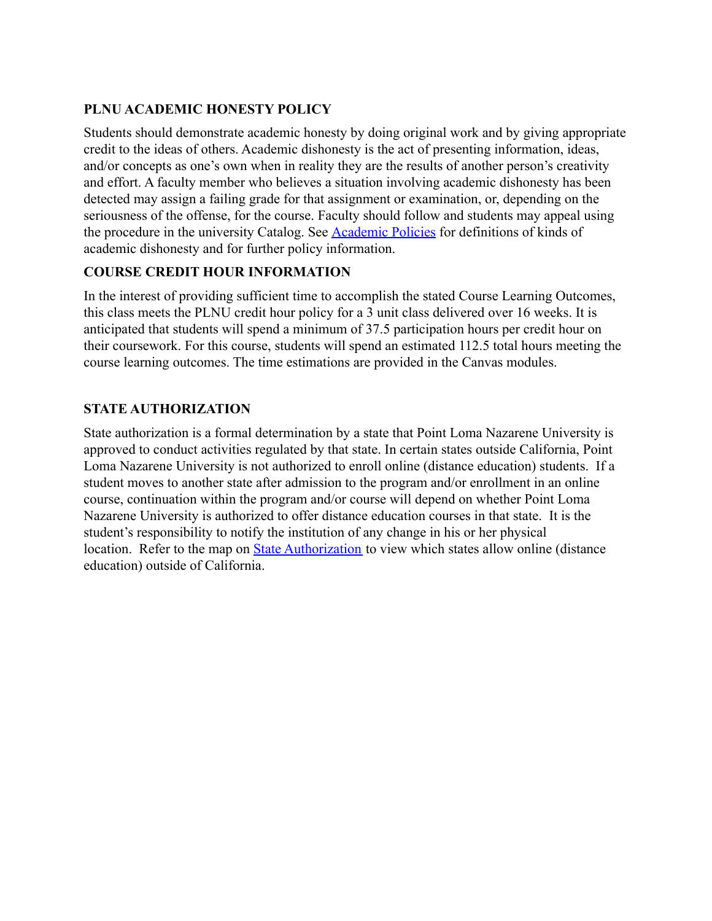**PLNU ACADEMIC HONESTY POLICY**

Students should demonstrate academic honesty by doing original work and by giving appropriate credit to the ideas of others. Academic dishonesty is the act of presenting information, ideas, and/or concepts as one's own when in reality they are the results of another person's creativity and effort. A faculty member who believes a situation involving academic dishonesty has been detected may assign a failing grade for that assignment or examination, or, depending on the seriousness of the offense, for the course. Faculty should follow and students may appeal using the procedure in the university Catalog. See Academic Policies for definitions of kinds of academic dishonesty and for further policy information.

**COURSE CREDIT HOUR INFORMATION**

In the interest of providing sufficient time to accomplish the stated Course Learning Outcomes, this class meets the PLNU credit hour policy for a 3 unit class delivered over 16 weeks. It is anticipated that students will spend a minimum of 37.5 participation hours per credit hour on their coursework. For this course, students will spend an estimated 112.5 total hours meeting the course learning outcomes. The time estimations are provided in the Canvas modules.

**STATE AUTHORIZATION**

State authorization is a formal determination by a state that Point Loma Nazarene University is approved to conduct activities regulated by that state. In certain states outside California, Point Loma Nazarene University is not authorized to enroll online (distance education) students. If a student moves to another state after admission to the program and/or enrollment in an online course, continuation within the program and/or course will depend on whether Point Loma Nazarene University is authorized to offer distance education courses in that state. It is the student's responsibility to notify the institution of any change in his or her physical location. Refer to the map on State Authorization to view which states allow online (distance education) outside of California.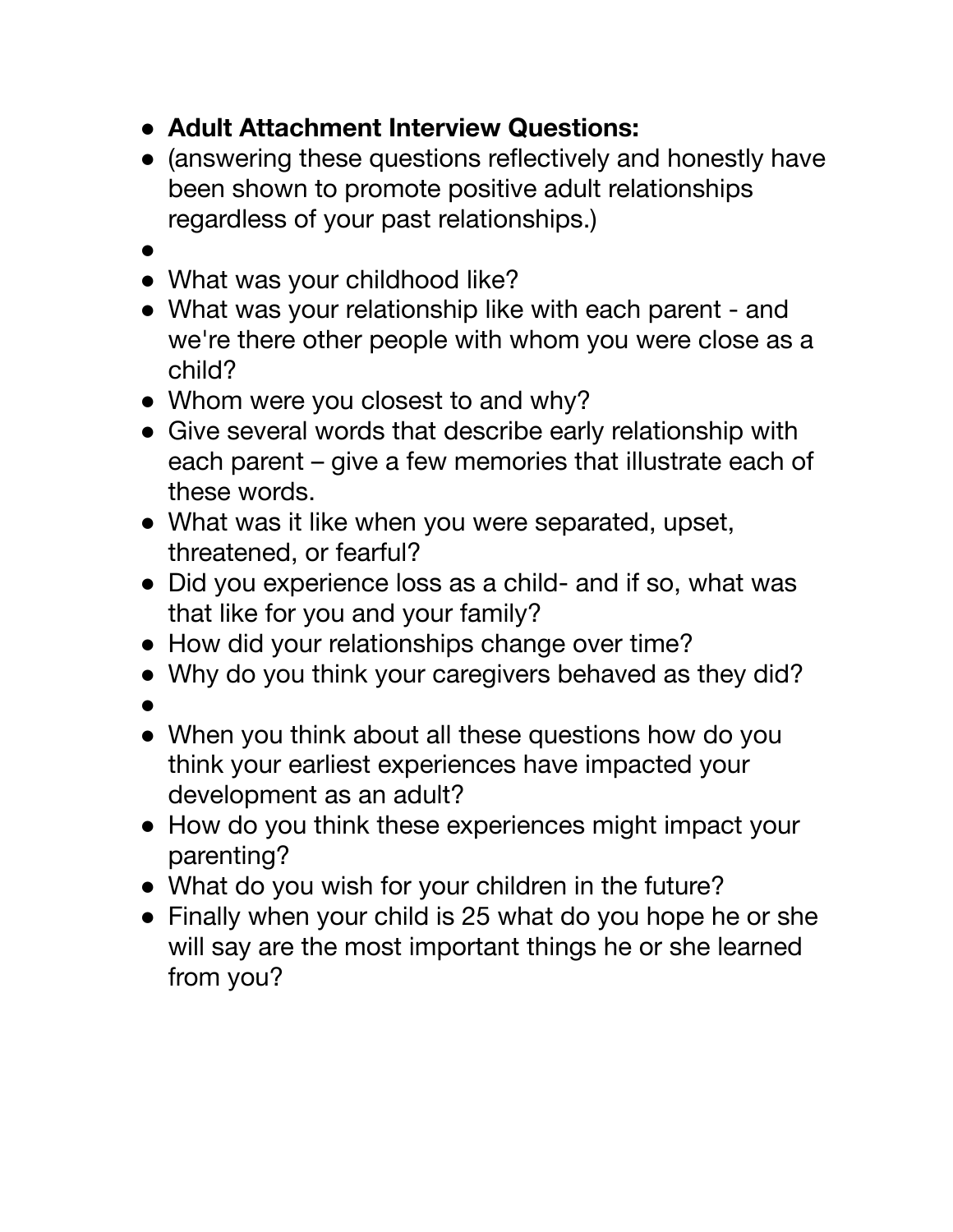- **Adult Attachment Interview Questions:**
- (answering these questions reflectively and honestly have been shown to promote positive adult relationships regardless of your past relationships.)
- 
- What was your childhood like?
- What was your relationship like with each parent - and we're there other people with whom you were close as a child?
- Whom were you closest to and why?
- Give several words that describe early relationship with each parent – give a few memories that illustrate each of these words.
- What was it like when you were separated, upset, threatened, or fearful?
- Did you experience loss as a child- and if so, what was that like for you and your family?
- How did your relationships change over time?
- Why do you think your caregivers behaved as they did?
- 
- When you think about all these questions how do you think your earliest experiences have impacted your development as an adult?
- How do you think these experiences might impact your parenting?
- What do you wish for your children in the future?
- Finally when your child is 25 what do you hope he or she will say are the most important things he or she learned from you?